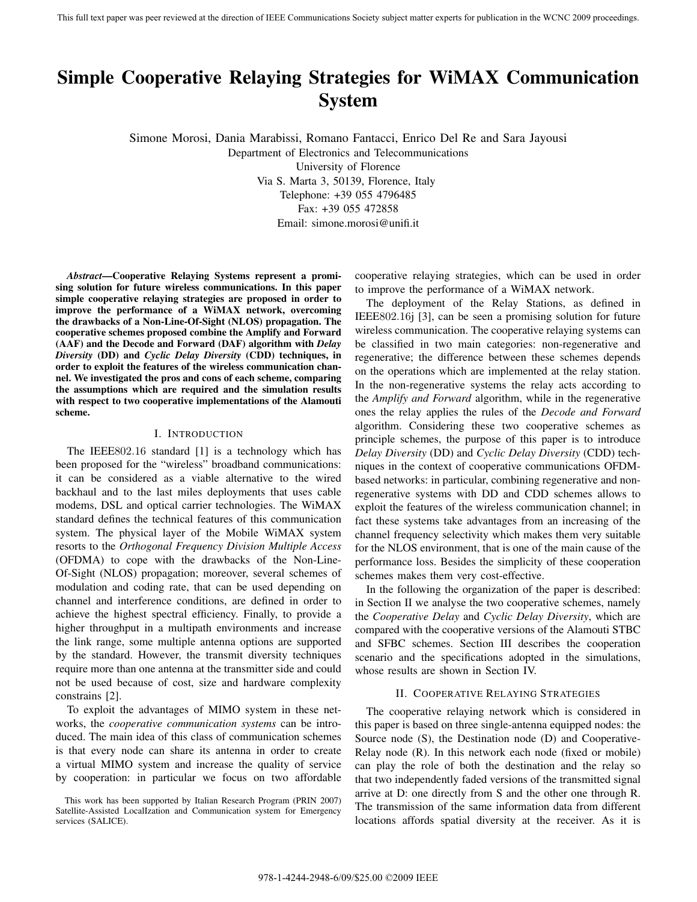# Simple Cooperative Relaying Strategies for WiMAX Communication System

Simone Morosi, Dania Marabissi, Romano Fantacci, Enrico Del Re and Sara Jayousi

Department of Electronics and Telecommunications
University of Florence
Via S. Marta 3, 50139, Florence, Italy
Telephone: +39 055 4796485
Fax: +39 055 472858
Email: simone.morosi@unifi.it

***Abstract*—Cooperative Relaying Systems represent a promising solution for future wireless communications. In this paper simple cooperative relaying strategies are proposed in order to improve the performance of a WiMAX network, overcoming the drawbacks of a Non-Line-Of-Sight (NLOS) propagation. The cooperative schemes proposed combine the Amplify and Forward (AAF) and the Decode and Forward (DAF) algorithm with *Delay Diversity* (DD) and *Cyclic Delay Diversity* (CDD) techniques, in order to exploit the features of the wireless communication channel. We investigated the pros and cons of each scheme, comparing the assumptions which are required and the simulation results with respect to two cooperative implementations of the Alamouti scheme.**

## I. Introduction

The IEEE802.16 standard [1] is a technology which has been proposed for the "wireless" broadband communications: it can be considered as a viable alternative to the wired backhaul and to the last miles deployments that uses cable modems, DSL and optical carrier technologies. The WiMAX standard defines the technical features of this communication system. The physical layer of the Mobile WiMAX system resorts to the *Orthogonal Frequency Division Multiple Access* (OFDMA) to cope with the drawbacks of the Non-Line-Of-Sight (NLOS) propagation; moreover, several schemes of modulation and coding rate, that can be used depending on channel and interference conditions, are defined in order to achieve the highest spectral efficiency. Finally, to provide a higher throughput in a multipath environments and increase the link range, some multiple antenna options are supported by the standard. However, the transmit diversity techniques require more than one antenna at the transmitter side and could not be used because of cost, size and hardware complexity constrains [2].

To exploit the advantages of MIMO system in these networks, the *cooperative communication systems* can be introduced. The main idea of this class of communication schemes is that every node can share its antenna in order to create a virtual MIMO system and increase the quality of service by cooperation: in particular we focus on two affordable cooperative relaying strategies, which can be used in order to improve the performance of a WiMAX network.

The deployment of the Relay Stations, as defined in IEEE802.16j [3], can be seen a promising solution for future wireless communication. The cooperative relaying systems can be classified in two main categories: non-regenerative and regenerative; the difference between these schemes depends on the operations which are implemented at the relay station. In the non-regenerative systems the relay acts according to the *Amplify and Forward* algorithm, while in the regenerative ones the relay applies the rules of the *Decode and Forward* algorithm. Considering these two cooperative schemes as principle schemes, the purpose of this paper is to introduce *Delay Diversity* (DD) and *Cyclic Delay Diversity* (CDD) techniques in the context of cooperative communications OFDM-based networks: in particular, combining regenerative and non-regenerative systems with DD and CDD schemes allows to exploit the features of the wireless communication channel; in fact these systems take advantages from an increasing of the channel frequency selectivity which makes them very suitable for the NLOS environment, that is one of the main cause of the performance loss. Besides the simplicity of these cooperation schemes makes them very cost-effective.

In the following the organization of the paper is described: in Section II we analyse the two cooperative schemes, namely the *Cooperative Delay* and *Cyclic Delay Diversity*, which are compared with the cooperative versions of the Alamouti STBC and SFBC schemes. Section III describes the cooperation scenario and the specifications adopted in the simulations, whose results are shown in Section IV.

## II. Cooperative Relaying Strategies

The cooperative relaying network which is considered in this paper is based on three single-antenna equipped nodes: the Source node (S), the Destination node (D) and Cooperative-Relay node (R). In this network each node (fixed or mobile) can play the role of both the destination and the relay so that two independently faded versions of the transmitted signal arrive at D: one directly from S and the other one through R. The transmission of the same information data from different locations affords spatial diversity at the receiver. As it is

This work has been supported by Italian Research Program (PRIN 2007) Satellite-Assisted LocalIzation and Communication system for Emergency services (SALICE).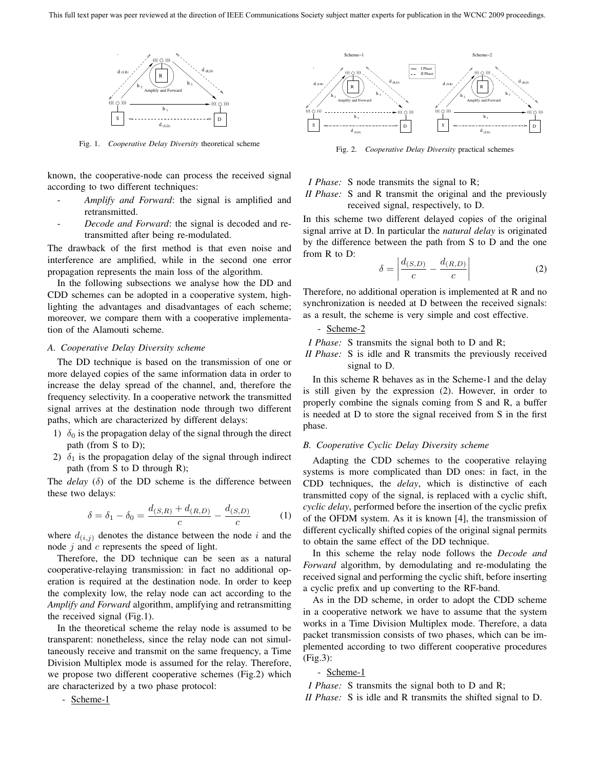Fig. 1. *Cooperative Delay Diversity* theoretical scheme

Fig. 2. *Cooperative Delay Diversity* practical schemes

known, the cooperative-node can process the received signal according to two different techniques:

- *Amplify and Forward*: the signal is amplified and retransmitted.
- *Decode and Forward*: the signal is decoded and retransmitted after being re-modulated.

The drawback of the first method is that even noise and interference are amplified, while in the second one error propagation represents the main loss of the algorithm.

In the following subsections we analyse how the DD and CDD schemes can be adopted in a cooperative system, highlighting the advantages and disadvantages of each scheme; moreover, we compare them with a cooperative implementation of the Alamouti scheme.

### A. Cooperative Delay Diversity scheme

The DD technique is based on the transmission of one or more delayed copies of the same information data in order to increase the delay spread of the channel, and, therefore the frequency selectivity. In a cooperative network the transmitted signal arrives at the destination node through two different paths, which are characterized by different delays:

1) $\delta_0$ is the propagation delay of the signal through the direct path (from S to D);
2) $\delta_1$ is the propagation delay of the signal through indirect path (from S to D through R);

The *delay* ($\delta$) of the DD scheme is the difference between these two delays:

$$\delta = \delta_1 - \delta_0 = \frac{d_{(S,R)} + d_{(R,D)}}{c} - \frac{d_{(S,D)}}{c} \tag{1}$$

where $d_{(i,j)}$ denotes the distance between the node $i$ and the node $j$ and $c$ represents the speed of light.

Therefore, the DD technique can be seen as a natural cooperative-relaying transmission: in fact no additional operation is required at the destination node. In order to keep the complexity low, the relay node can act according to the *Amplify and Forward* algorithm, amplifying and retransmitting the received signal (Fig.1).

In the theoretical scheme the relay node is assumed to be transparent: nonetheless, since the relay node can not simultaneously receive and transmit on the same frequency, a Time Division Multiplex mode is assumed for the relay. Therefore, we propose two different cooperative schemes (Fig.2) which are characterized by a two phase protocol:

- Scheme-1

*I Phase:* S node transmits the signal to R;
*II Phase:* S and R transmit the original and the previously received signal, respectively, to D.

In this scheme two different delayed copies of the original signal arrive at D. In particular the *natural delay* is originated by the difference between the path from S to D and the one from R to D:

$$\delta = \left| \frac{d_{(S,D)}}{c} - \frac{d_{(R,D)}}{c} \right| \tag{2}$$

Therefore, no additional operation is implemented at R and no synchronization is needed at D between the received signals: as a result, the scheme is very simple and cost effective.

- Scheme-2

*I Phase:* S transmits the signal both to D and R;
*II Phase:* S is idle and R transmits the previously received signal to D.

In this scheme R behaves as in the Scheme-1 and the delay is still given by the expression (2). However, in order to properly combine the signals coming from S and R, a buffer is needed at D to store the signal received from S in the first phase.

### B. Cooperative Cyclic Delay Diversity scheme

Adapting the CDD schemes to the cooperative relaying systems is more complicated than DD ones: in fact, in the CDD techniques, the *delay*, which is distinctive of each transmitted copy of the signal, is replaced with a cyclic shift, *cyclic delay*, performed before the insertion of the cyclic prefix of the OFDM system. As it is known [4], the transmission of different cyclically shifted copies of the original signal permits to obtain the same effect of the DD technique.

In this scheme the relay node follows the *Decode and Forward* algorithm, by demodulating and re-modulating the received signal and performing the cyclic shift, before inserting a cyclic prefix and up converting to the RF-band.

As in the DD scheme, in order to adopt the CDD scheme in a cooperative network we have to assume that the system works in a Time Division Multiplex mode. Therefore, a data packet transmission consists of two phases, which can be implemented according to two different cooperative procedures (Fig.3):

- Scheme-1

*I Phase:* S transmits the signal both to D and R;
*II Phase:* S is idle and R transmits the shifted signal to D.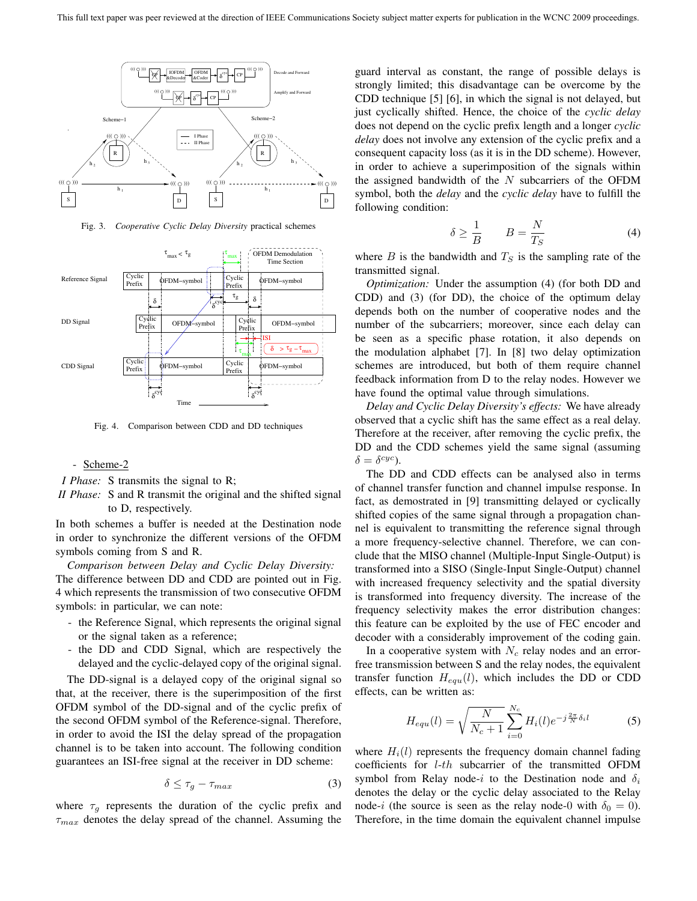Fig. 3. *Cooperative Cyclic Delay Diversity* practical schemes

Fig. 4. Comparison between CDD and DD techniques

- Scheme-2

*I Phase:* S transmits the signal to R;

*II Phase:* S and R transmit the original and the shifted signal to D, respectively.

In both schemes a buffer is needed at the Destination node in order to synchronize the different versions of the OFDM symbols coming from S and R.

*Comparison between Delay and Cyclic Delay Diversity:* The difference between DD and CDD are pointed out in Fig. 4 which represents the transmission of two consecutive OFDM symbols: in particular, we can note:

- the Reference Signal, which represents the original signal or the signal taken as a reference;
- the DD and CDD Signal, which are respectively the delayed and the cyclic-delayed copy of the original signal.

The DD-signal is a delayed copy of the original signal so that, at the receiver, there is the superimposition of the first OFDM symbol of the DD-signal and of the cyclic prefix of the second OFDM symbol of the Reference-signal. Therefore, in order to avoid the ISI the delay spread of the propagation channel is to be taken into account. The following condition guarantees an ISI-free signal at the receiver in DD scheme:

$$\delta \leq \tau_g - \tau_{max} \tag{3}$$

where $\tau_g$ represents the duration of the cyclic prefix and $\tau_{max}$ denotes the delay spread of the channel. Assuming the guard interval as constant, the range of possible delays is strongly limited; this disadvantage can be overcome by the CDD technique [5] [6], in which the signal is not delayed, but just cyclically shifted. Hence, the choice of the *cyclic delay* does not depend on the cyclic prefix length and a longer *cyclic delay* does not involve any extension of the cyclic prefix and a consequent capacity loss (as it is in the DD scheme). However, in order to achieve a superimposition of the signals within the assigned bandwidth of the $N$ subcarriers of the OFDM symbol, both the *delay* and the *cyclic delay* have to fulfill the following condition:

$$\delta \geq \frac{1}{B} \qquad B = \frac{N}{T_S} \tag{4}$$

where $B$ is the bandwidth and $T_S$ is the sampling rate of the transmitted signal.

*Optimization:* Under the assumption (4) (for both DD and CDD) and (3) (for DD), the choice of the optimum delay depends both on the number of cooperative nodes and the number of the subcarriers; moreover, since each delay can be seen as a specific phase rotation, it also depends on the modulation alphabet [7]. In [8] two delay optimization schemes are introduced, but both of them require channel feedback information from D to the relay nodes. However we have found the optimal value through simulations.

*Delay and Cyclic Delay Diversity's effects:* We have already observed that a cyclic shift has the same effect as a real delay. Therefore at the receiver, after removing the cyclic prefix, the DD and the CDD schemes yield the same signal (assuming $\delta = \delta^{cyc}$).

The DD and CDD effects can be analysed also in terms of channel transfer function and channel impulse response. In fact, as demostrated in [9] transmitting delayed or cyclically shifted copies of the same signal through a propagation channel is equivalent to transmitting the reference signal through a more frequency-selective channel. Therefore, we can conclude that the MISO channel (Multiple-Input Single-Output) is transformed into a SISO (Single-Input Single-Output) channel with increased frequency selectivity and the spatial diversity is transformed into frequency diversity. The increase of the frequency selectivity makes the error distribution changes: this feature can be exploited by the use of FEC encoder and decoder with a considerably improvement of the coding gain.

In a cooperative system with $N_c$ relay nodes and an error-free transmission between S and the relay nodes, the equivalent transfer function $H_{equ}(l)$, which includes the DD or CDD effects, can be written as:

$$H_{equ}(l) = \sqrt{\frac{N}{N_c+1}} \sum_{i=0}^{N_c} H_i(l) e^{-j\frac{2\pi}{N}\delta_i l} \tag{5}$$

where $H_i(l)$ represents the frequency domain channel fading coefficients for $l$-$th$ subcarrier of the transmitted OFDM symbol from Relay node-$i$ to the Destination node and $\delta_i$ denotes the delay or the cyclic delay associated to the Relay node-$i$ (the source is seen as the relay node-0 with $\delta_0 = 0$). Therefore, in the time domain the equivalent channel impulse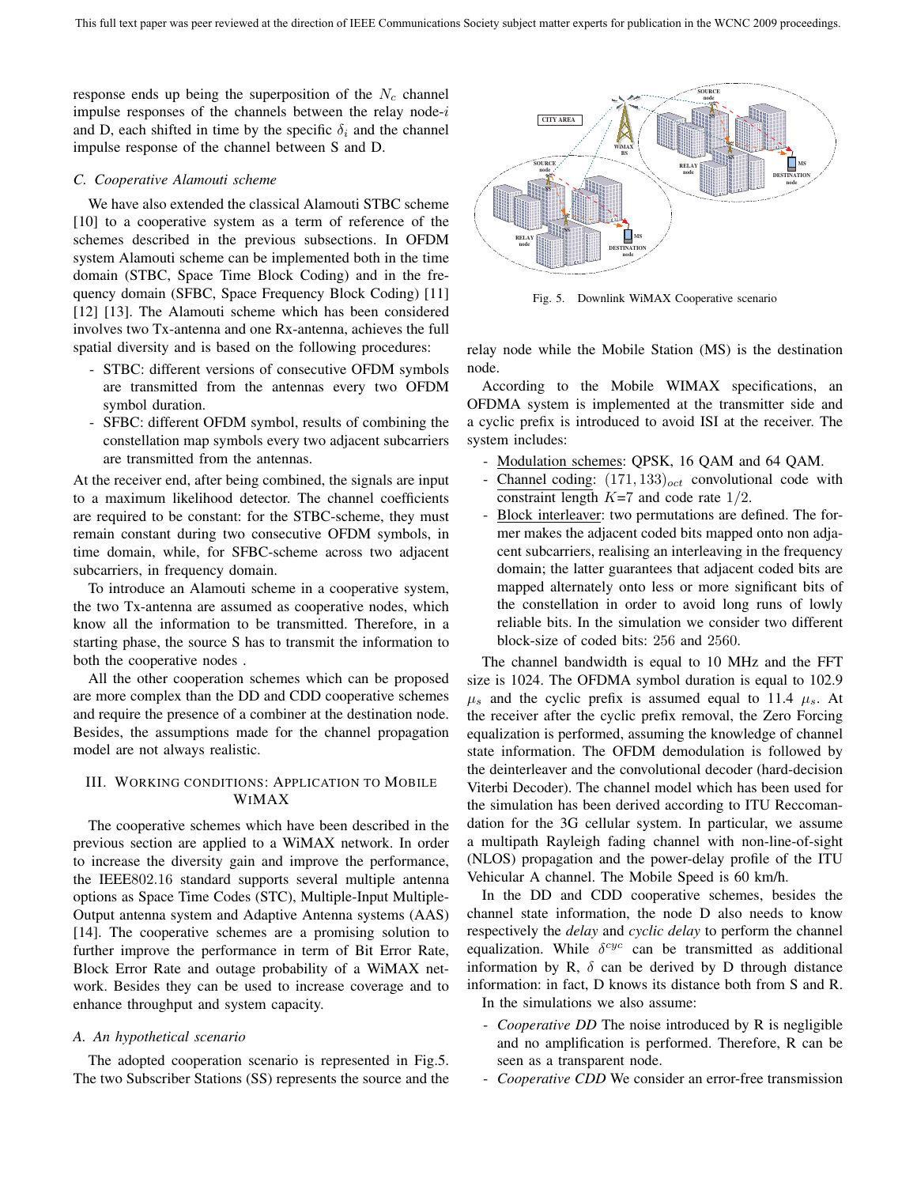response ends up being the superposition of the $N_c$ channel impulse responses of the channels between the relay node-$i$ and D, each shifted in time by the specific $\delta_i$ and the channel impulse response of the channel between S and D.

### C. Cooperative Alamouti scheme

We have also extended the classical Alamouti STBC scheme [10] to a cooperative system as a term of reference of the schemes described in the previous subsections. In OFDM system Alamouti scheme can be implemented both in the time domain (STBC, Space Time Block Coding) and in the frequency domain (SFBC, Space Frequency Block Coding) [11] [12] [13]. The Alamouti scheme which has been considered involves two Tx-antenna and one Rx-antenna, achieves the full spatial diversity and is based on the following procedures:

- STBC: different versions of consecutive OFDM symbols are transmitted from the antennas every two OFDM symbol duration.
- SFBC: different OFDM symbol, results of combining the constellation map symbols every two adjacent subcarriers are transmitted from the antennas.

At the receiver end, after being combined, the signals are input to a maximum likelihood detector. The channel coefficients are required to be constant: for the STBC-scheme, they must remain constant during two consecutive OFDM symbols, in time domain, while, for SFBC-scheme across two adjacent subcarriers, in frequency domain.

To introduce an Alamouti scheme in a cooperative system, the two Tx-antenna are assumed as cooperative nodes, which know all the information to be transmitted. Therefore, in a starting phase, the source S has to transmit the information to both the cooperative nodes .

All the other cooperation schemes which can be proposed are more complex than the DD and CDD cooperative schemes and require the presence of a combiner at the destination node. Besides, the assumptions made for the channel propagation model are not always realistic.

## III. Working conditions: Application to Mobile WiMAX

The cooperative schemes which have been described in the previous section are applied to a WiMAX network. In order to increase the diversity gain and improve the performance, the IEEE802.16 standard supports several multiple antenna options as Space Time Codes (STC), Multiple-Input Multiple-Output antenna system and Adaptive Antenna systems (AAS) [14]. The cooperative schemes are a promising solution to further improve the performance in term of Bit Error Rate, Block Error Rate and outage probability of a WiMAX network. Besides they can be used to increase coverage and to enhance throughput and system capacity.

### A. An hypothetical scenario

The adopted cooperation scenario is represented in Fig.5. The two Subscriber Stations (SS) represents the source and the relay node while the Mobile Station (MS) is the destination node.

Fig. 5. Downlink WiMAX Cooperative scenario

According to the Mobile WIMAX specifications, an OFDMA system is implemented at the transmitter side and a cyclic prefix is introduced to avoid ISI at the receiver. The system includes:

- Modulation schemes: QPSK, 16 QAM and 64 QAM.
- Channel coding: $(171, 133)_{oct}$ convolutional code with constraint length $K$=7 and code rate $1/2$.
- Block interleaver: two permutations are defined. The former makes the adjacent coded bits mapped onto non adjacent subcarriers, realising an interleaving in the frequency domain; the latter guarantees that adjacent coded bits are mapped alternately onto less or more significant bits of the constellation in order to avoid long runs of lowly reliable bits. In the simulation we consider two different block-size of coded bits: 256 and 2560.

The channel bandwidth is equal to 10 MHz and the FFT size is 1024. The OFDMA symbol duration is equal to 102.9 $\mu_s$ and the cyclic prefix is assumed equal to 11.4 $\mu_s$. At the receiver after the cyclic prefix removal, the Zero Forcing equalization is performed, assuming the knowledge of channel state information. The OFDM demodulation is followed by the deinterleaver and the convolutional decoder (hard-decision Viterbi Decoder). The channel model which has been used for the simulation has been derived according to ITU Reccomandation for the 3G cellular system. In particular, we assume a multipath Rayleigh fading channel with non-line-of-sight (NLOS) propagation and the power-delay profile of the ITU Vehicular A channel. The Mobile Speed is 60 km/h.

In the DD and CDD cooperative schemes, besides the channel state information, the node D also needs to know respectively the *delay* and *cyclic delay* to perform the channel equalization. While $\delta^{cyc}$ can be transmitted as additional information by R, $\delta$ can be derived by D through distance information: in fact, D knows its distance both from S and R.

In the simulations we also assume:

- *Cooperative DD* The noise introduced by R is negligible and no amplification is performed. Therefore, R can be seen as a transparent node.
- *Cooperative CDD* We consider an error-free transmission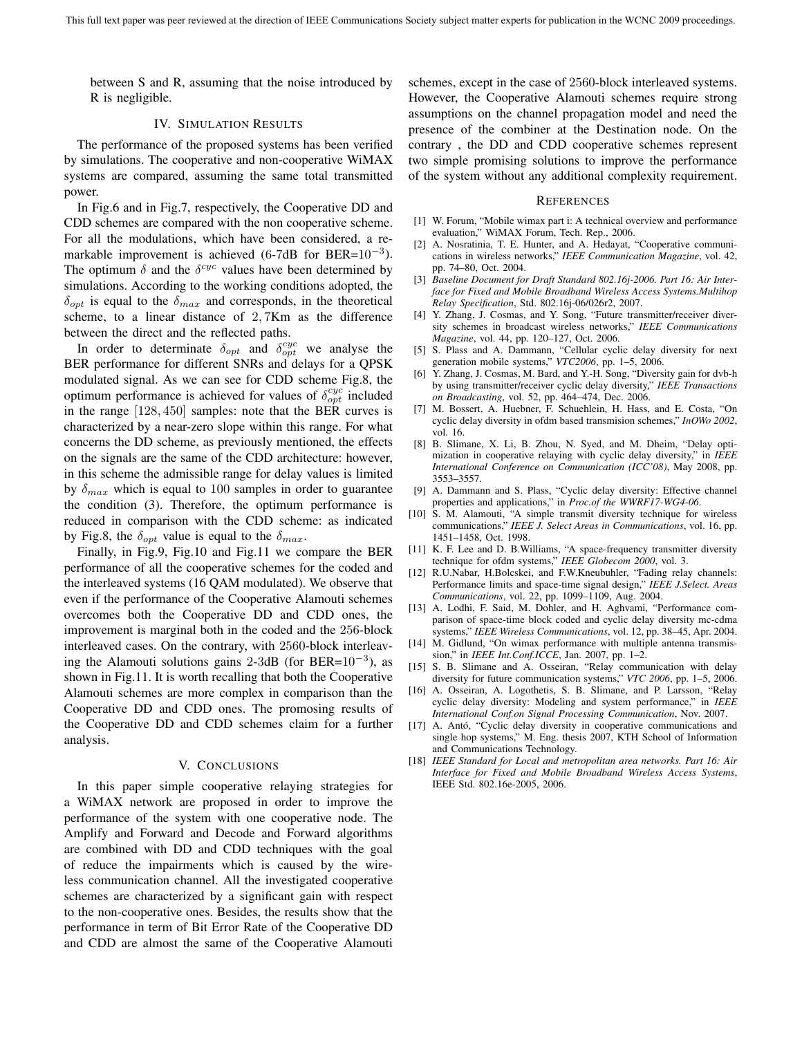between S and R, assuming that the noise introduced by R is negligible.

## IV. Simulation Results

The performance of the proposed systems has been verified by simulations. The cooperative and non-cooperative WiMAX systems are compared, assuming the same total transmitted power.

In Fig.6 and in Fig.7, respectively, the Cooperative DD and CDD schemes are compared with the non cooperative scheme. For all the modulations, which have been considered, a remarkable improvement is achieved (6-7dB for BER=$10^{-3}$). The optimum $\delta$ and the $\delta^{cyc}$ values have been determined by simulations. According to the working conditions adopted, the $\delta_{opt}$ is equal to the $\delta_{max}$ and corresponds, in the theoretical scheme, to a linear distance of $2,7$Km as the difference between the direct and the reflected paths.

In order to determinate $\delta_{opt}$ and $\delta_{opt}^{cyc}$ we analyse the BER performance for different SNRs and delays for a QPSK modulated signal. As we can see for CDD scheme Fig.8, the optimum performance is achieved for values of $\delta_{opt}^{cyc}$ included in the range $[128, 450]$ samples: note that the BER curves is characterized by a near-zero slope within this range. For what concerns the DD scheme, as previously mentioned, the effects on the signals are the same of the CDD architecture: however, in this scheme the admissible range for delay values is limited by $\delta_{max}$ which is equal to $100$ samples in order to guarantee the condition (3). Therefore, the optimum performance is reduced in comparison with the CDD scheme: as indicated by Fig.8, the $\delta_{opt}$ value is equal to the $\delta_{max}$.

Finally, in Fig.9, Fig.10 and Fig.11 we compare the BER performance of all the cooperative schemes for the coded and the interleaved systems (16 QAM modulated). We observe that even if the performance of the Cooperative Alamouti schemes overcomes both the Cooperative DD and CDD ones, the improvement is marginal both in the coded and the $256$-block interleaved cases. On the contrary, with $2560$-block interleaving the Alamouti solutions gains 2-3dB (for BER=$10^{-3}$), as shown in Fig.11. It is worth recalling that both the Cooperative Alamouti schemes are more complex in comparison than the Cooperative DD and CDD ones. The promosing results of the Cooperative DD and CDD schemes claim for a further analysis.

## V. Conclusions

In this paper simple cooperative relaying strategies for a WiMAX network are proposed in order to improve the performance of the system with one cooperative node. The Amplify and Forward and Decode and Forward algorithms are combined with DD and CDD techniques with the goal of reduce the impairments which is caused by the wireless communication channel. All the investigated cooperative schemes are characterized by a significant gain with respect to the non-cooperative ones. Besides, the results show that the performance in term of Bit Error Rate of the Cooperative DD and CDD are almost the same of the Cooperative Alamouti schemes, except in the case of $2560$-block interleaved systems. However, the Cooperative Alamouti schemes require strong assumptions on the channel propagation model and need the presence of the combiner at the Destination node. On the contrary , the DD and CDD cooperative schemes represent two simple promising solutions to improve the performance of the system without any additional complexity requirement.

## References

[1] W. Forum, "Mobile wimax part i: A technical overview and performance evaluation," WiMAX Forum, Tech. Rep., 2006.

[2] A. Nosratinia, T. E. Hunter, and A. Hedayat, "Cooperative communications in wireless networks," *IEEE Communication Magazine*, vol. 42, pp. 74–80, Oct. 2004.

[3] *Baseline Document for Draft Standard 802.16j-2006. Part 16: Air Interface for Fixed and Mobile Broadband Wireless Access Systems.Multihop Relay Specification*, Std. 802.16j-06/026r2, 2007.

[4] Y. Zhang, J. Cosmas, and Y. Song, "Future transmitter/receiver diversity schemes in broadcast wireless networks," *IEEE Communications Magazine*, vol. 44, pp. 120–127, Oct. 2006.

[5] S. Plass and A. Dammann, "Cellular cyclic delay diversity for next generation mobile systems," *VTC2006*, pp. 1–5, 2006.

[6] Y. Zhang, J. Cosmas, M. Bard, and Y.-H. Song, "Diversity gain for dvb-h by using transmitter/receiver cyclic delay diversity," *IEEE Transactions on Broadcasting*, vol. 52, pp. 464–474, Dec. 2006.

[7] M. Bossert, A. Huebner, F. Schuehlein, H. Hass, and E. Costa, "On cyclic delay diversity in ofdm based transmision schemes," *InOWo 2002*, vol. 16.

[8] B. Slimane, X. Li, B. Zhou, N. Syed, and M. Dheim, "Delay optimization in cooperative relaying with cyclic delay diversity," in *IEEE International Conference on Communication (ICC'08)*, May 2008, pp. 3553–3557.

[9] A. Dammann and S. Plass, "Cyclic delay diversity: Effective channel properties and applications," in *Proc.of the WWRF17-WG4-06*.

[10] S. M. Alamouti, "A simple transmit diversity technique for wireless communications," *IEEE J. Select Areas in Communications*, vol. 16, pp. 1451–1458, Oct. 1998.

[11] K. F. Lee and D. B.Williams, "A space-frequency transmitter diversity technique for ofdm systems," *IEEE Globecom 2000*, vol. 3.

[12] R.U.Nabar, H.Bolcskei, and F.W.Kneubuhler, "Fading relay channels: Performance limits and space-time signal design," *IEEE J.Select. Areas Communications*, vol. 22, pp. 1099–1109, Aug. 2004.

[13] A. Lodhi, F. Said, M. Dohler, and H. Aghvami, "Performance comparison of space-time block coded and cyclic delay diversity mc-cdma systems," *IEEE Wireless Communications*, vol. 12, pp. 38–45, Apr. 2004.

[14] M. Gidlund, "On wimax performance with multiple antenna transmission," in *IEEE Int.Conf.ICCE*, Jan. 2007, pp. 1–2.

[15] S. B. Slimane and A. Osseiran, "Relay communication with delay diversity for future communication systems," *VTC 2006*, pp. 1–5, 2006.

[16] A. Osseiran, A. Logothetis, S. B. Slimane, and P. Larsson, "Relay cyclic delay diversity: Modeling and system performance," in *IEEE International Conf.on Signal Processing Communication*, Nov. 2007.

[17] A. Antó, "Cyclic delay diversity in cooperative communications and single hop systems," M. Eng. thesis 2007, KTH School of Information and Communications Technology.

[18] *IEEE Standard for Local and metropolitan area networks. Part 16: Air Interface for Fixed and Mobile Broadband Wireless Access Systems*, IEEE Std. 802.16e-2005, 2006.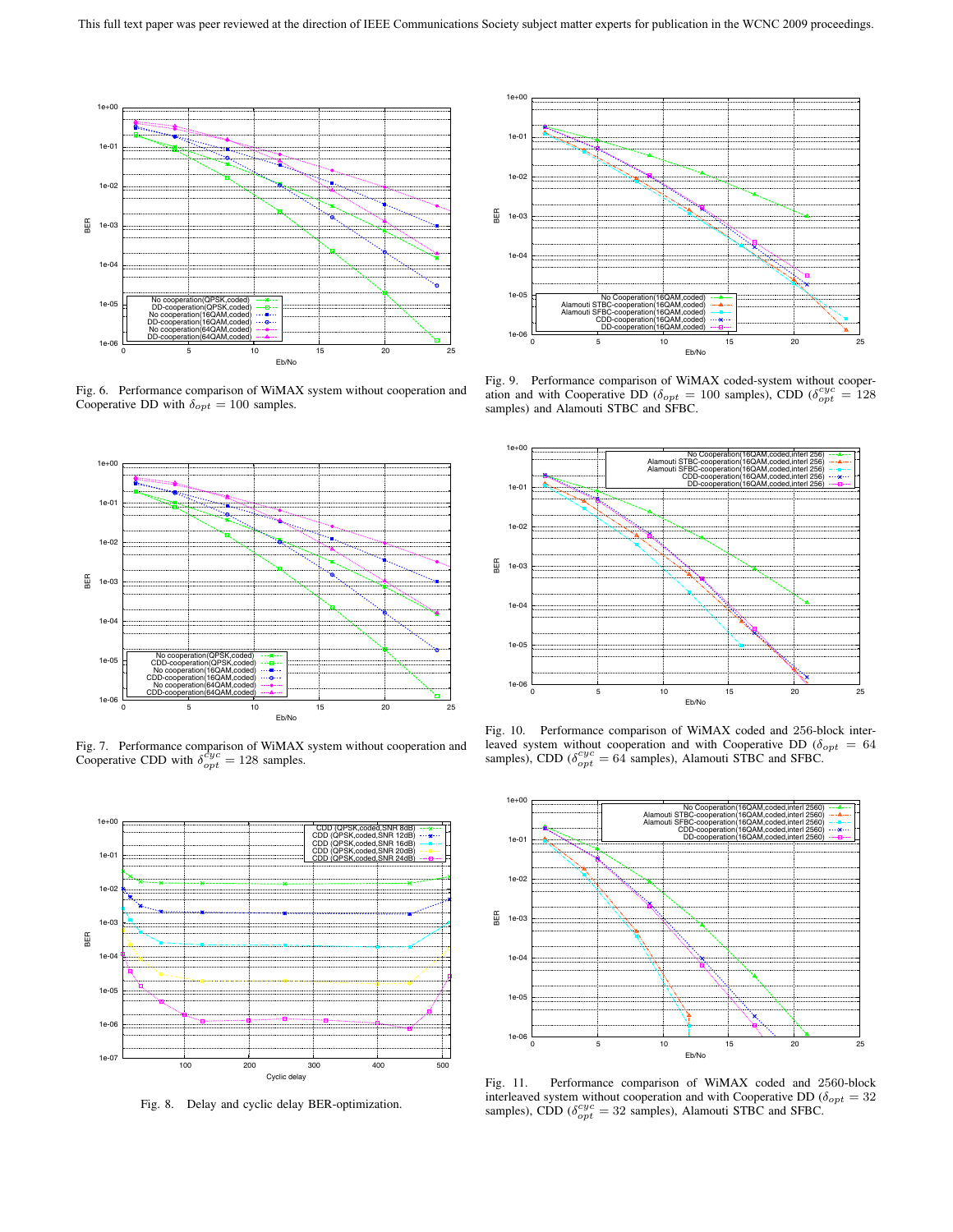1e+00
1e-01
1e-02
1e-03
1e-04
1e-05
1e-06
BER
0 5 10 15 20 25
Eb/No

No cooperation(QPSK,coded)
DD-cooperation(QPSK,coded)
No cooperation(16QAM,coded)
DD-cooperation(16QAM,coded)
No cooperation(64QAM,coded)
DD-cooperation(64QAM,coded)

Fig. 6. Performance comparison of WiMAX system without cooperation and Cooperative DD with $\delta_{opt} = 100$ samples.

1e+00
1e-01
1e-02
1e-03
1e-04
1e-05
1e-06
BER
0 5 10 15 20 25
Eb/No

No cooperation(QPSK,coded)
CDD-cooperation(QPSK,coded)
No cooperation(16QAM,coded)
CDD-cooperation(16QAM,coded)
No cooperation(64QAM,coded)
CDD-cooperation(64QAM,coded)

Fig. 7. Performance comparison of WiMAX system without cooperation and Cooperative CDD with $\delta^{cyc}_{opt} = 128$ samples.

1e+00
1e-01
1e-02
1e-03
1e-04
1e-05
1e-06
1e-07
BER
100 200 300 400 500
Cyclic delay

CDD (QPSK,coded,SNR 8dB)
CDD (QPSK,coded,SNR 12dB)
CDD (QPSK,coded,SNR 16dB)
CDD (QPSK,coded,SNR 20dB)
CDD (QPSK,coded,SNR 24dB)

Fig. 8. Delay and cyclic delay BER-optimization.

1e+00
1e-01
1e-02
1e-03
1e-04
1e-05
1e-06
BER
0 5 10 15 20 25
Eb/No

No Cooperation(16QAM,coded)
Alamouti STBC-cooperation(16QAM,coded)
Alamouti SFBC-cooperation(16QAM,coded)
CDD-cooperation(16QAM,coded)
DD-cooperation(16QAM,coded)

Fig. 9. Performance comparison of WiMAX coded-system without cooperation and with Cooperative DD ($\delta_{opt} = 100$ samples), CDD ($\delta^{cyc}_{opt} = 128$ samples) and Alamouti STBC and SFBC.

1e+00
1e-01
1e-02
1e-03
1e-04
1e-05
1e-06
BER
0 5 10 15 20 25
Eb/No

No Cooperation(16QAM,coded,interl 256)
Alamouti STBC-cooperation(16QAM,coded,interl 256)
Alamouti SFBC-cooperation(16QAM,coded,interl 256)
CDD-cooperation(16QAM,coded,interl 256)
DD-cooperation(16QAM,coded,interl 256)

Fig. 10. Performance comparison of WiMAX coded and 256-block interleaved system without cooperation and with Cooperative DD ($\delta_{opt} = 64$ samples), CDD ($\delta^{cyc}_{opt} = 64$ samples), Alamouti STBC and SFBC.

1e+00
1e-01
1e-02
1e-03
1e-04
1e-05
1e-06
BER
0 5 10 15 20 25
Eb/No

No Cooperation(16QAM,coded,interl 2560)
Alamouti STBC-cooperation(16QAM,coded,interl 2560)
Alamouti SFBC-cooperation(16QAM,coded,interl 2560)
CDD-cooperation(16QAM,coded,interl 2560)
DD-cooperation(16QAM,coded,interl 2560)

Fig. 11. Performance comparison of WiMAX coded and 2560-block interleaved system without cooperation and with Cooperative DD ($\delta_{opt} = 32$ samples), CDD ($\delta^{cyc}_{opt} = 32$ samples), Alamouti STBC and SFBC.